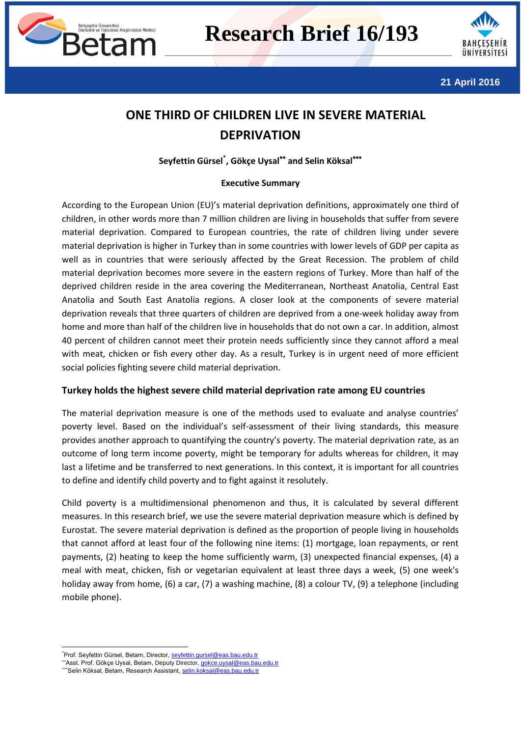# Research Brief 16/193

21 April 2016

## ONE THIRD OF CHILDREN LIVE IN SEVERE MATERIAL DEPRIVATION

**Seyfettin Gürsel[*], Gökçe Uysal[**] and Selin Köksal[***]**

**Executive Summary**

According to the European Union (EU)'s material deprivation definitions, approximately one third of children, in other words more than 7 million children are living in households that suffer from severe material deprivation. Compared to European countries, the rate of children living under severe material deprivation is higher in Turkey than in some countries with lower levels of GDP per capita as well as in countries that were seriously affected by the Great Recession. The problem of child material deprivation becomes more severe in the eastern regions of Turkey. More than half of the deprived children reside in the area covering the Mediterranean, Northeast Anatolia, Central East Anatolia and South East Anatolia regions. A closer look at the components of severe material deprivation reveals that three quarters of children are deprived from a one-week holiday away from home and more than half of the children live in households that do not own a car. In addition, almost 40 percent of children cannot meet their protein needs sufficiently since they cannot afford a meal with meat, chicken or fish every other day. As a result, Turkey is in urgent need of more efficient social policies fighting severe child material deprivation.

### Turkey holds the highest severe child material deprivation rate among EU countries

The material deprivation measure is one of the methods used to evaluate and analyse countries' poverty level. Based on the individual's self-assessment of their living standards, this measure provides another approach to quantifying the country's poverty. The material deprivation rate, as an outcome of long term income poverty, might be temporary for adults whereas for children, it may last a lifetime and be transferred to next generations. In this context, it is important for all countries to define and identify child poverty and to fight against it resolutely.

Child poverty is a multidimensional phenomenon and thus, it is calculated by several different measures. In this research brief, we use the severe material deprivation measure which is defined by Eurostat. The severe material deprivation is defined as the proportion of people living in households that cannot afford at least four of the following nine items: (1) mortgage, loan repayments, or rent payments, (2) heating to keep the home sufficiently warm, (3) unexpected financial expenses, (4) a meal with meat, chicken, fish or vegetarian equivalent at least three days a week, (5) one week's holiday away from home, (6) a car, (7) a washing machine, (8) a colour TV, (9) a telephone (including mobile phone).

---

[*] Prof. Seyfettin Gürsel, Betam, Director, seyfettin.gursel@eas.bau.edu.tr
[**] Asst. Prof. Gökçe Uysal, Betam, Deputy Director, gokce.uysal@eas.bau.edu.tr
[***] Selin Köksal, Betam, Research Assistant, selin.koksal@eas.bau.edu.tr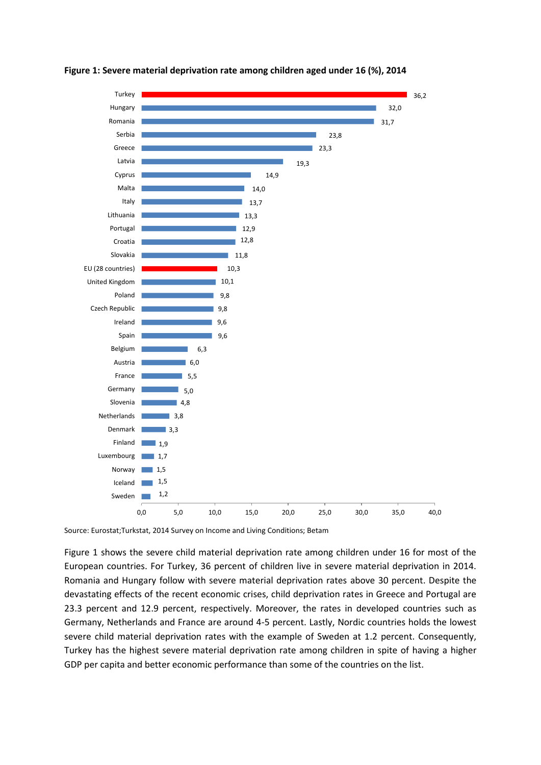**Figure 1: Severe material deprivation rate among children aged under 16 (%), 2014**

| Country | Rate (%) |
|---|---|
| Turkey | 36,2 |
| Hungary | 32,0 |
| Romania | 31,7 |
| Serbia | 23,8 |
| Greece | 23,3 |
| Latvia | 19,3 |
| Cyprus | 14,9 |
| Malta | 14,0 |
| Italy | 13,7 |
| Lithuania | 13,3 |
| Portugal | 12,9 |
| Croatia | 12,8 |
| Slovakia | 11,8 |
| EU (28 countries) | 10,3 |
| United Kingdom | 10,1 |
| Poland | 9,8 |
| Czech Republic | 9,8 |
| Ireland | 9,6 |
| Spain | 9,6 |
| Belgium | 6,3 |
| Austria | 6,0 |
| France | 5,5 |
| Germany | 5,0 |
| Slovenia | 4,8 |
| Netherlands | 3,8 |
| Denmark | 3,3 |
| Finland | 1,9 |
| Luxembourg | 1,7 |
| Norway | 1,5 |
| Iceland | 1,5 |
| Sweden | 1,2 |

Source: Eurostat;Turkstat, 2014 Survey on Income and Living Conditions; Betam

Figure 1 shows the severe child material deprivation rate among children under 16 for most of the European countries. For Turkey, 36 percent of children live in severe material deprivation in 2014. Romania and Hungary follow with severe material deprivation rates above 30 percent. Despite the devastating effects of the recent economic crises, child deprivation rates in Greece and Portugal are 23.3 percent and 12.9 percent, respectively. Moreover, the rates in developed countries such as Germany, Netherlands and France are around 4-5 percent. Lastly, Nordic countries holds the lowest severe child material deprivation rates with the example of Sweden at 1.2 percent. Consequently, Turkey has the highest severe material deprivation rate among children in spite of having a higher GDP per capita and better economic performance than some of the countries on the list.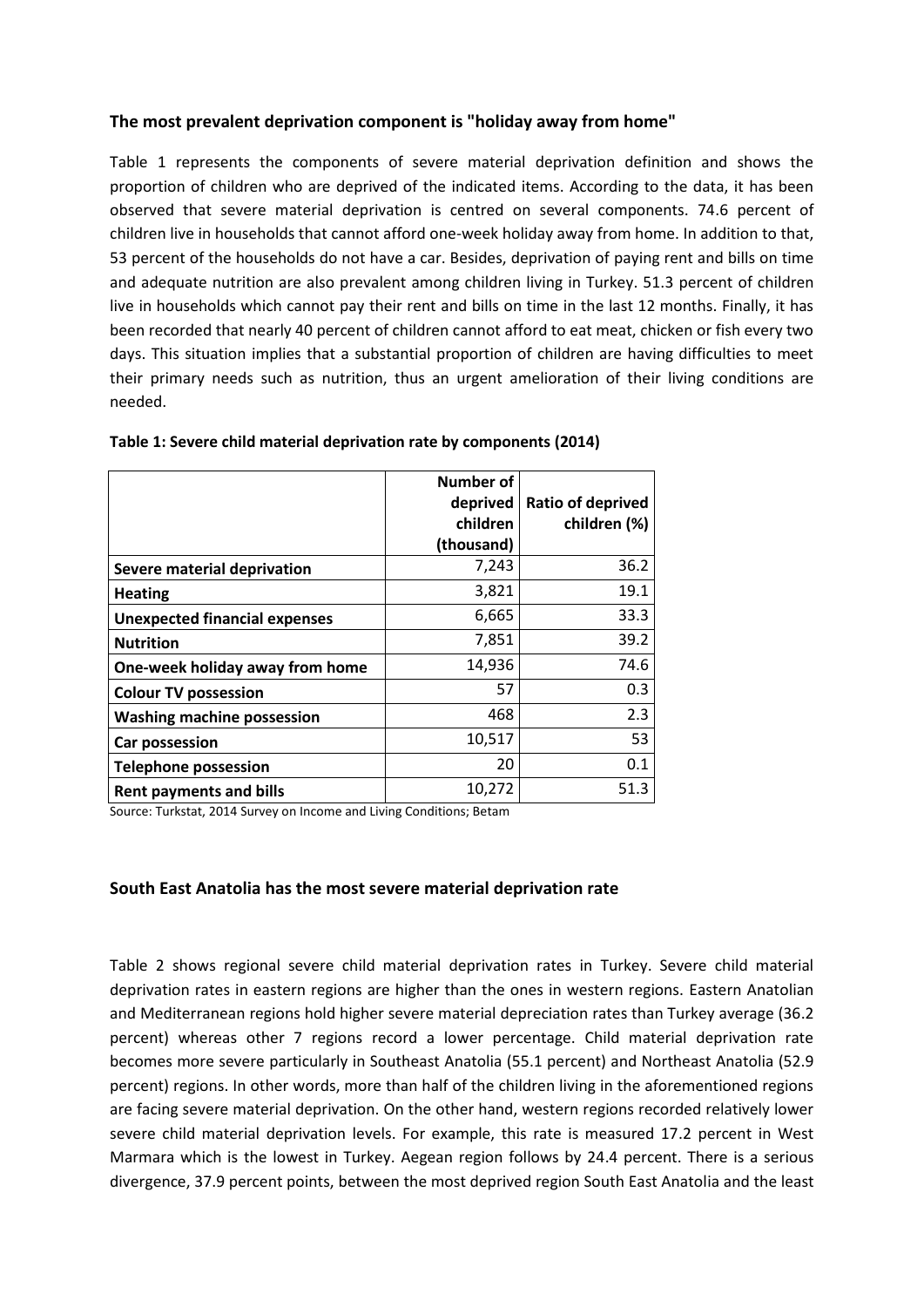### The most prevalent deprivation component is "holiday away from home"

Table 1 represents the components of severe material deprivation definition and shows the proportion of children who are deprived of the indicated items. According to the data, it has been observed that severe material deprivation is centred on several components. 74.6 percent of children live in households that cannot afford one-week holiday away from home. In addition to that, 53 percent of the households do not have a car. Besides, deprivation of paying rent and bills on time and adequate nutrition are also prevalent among children living in Turkey. 51.3 percent of children live in households which cannot pay their rent and bills on time in the last 12 months. Finally, it has been recorded that nearly 40 percent of children cannot afford to eat meat, chicken or fish every two days. This situation implies that a substantial proportion of children are having difficulties to meet their primary needs such as nutrition, thus an urgent amelioration of their living conditions are needed.

**Table 1: Severe child material deprivation rate by components (2014)**

| | Number of deprived children (thousand) | Ratio of deprived children (%) |
|---|---|---|
| **Severe material deprivation** | 7,243 | 36.2 |
| **Heating** | 3,821 | 19.1 |
| **Unexpected financial expenses** | 6,665 | 33.3 |
| **Nutrition** | 7,851 | 39.2 |
| **One-week holiday away from home** | 14,936 | 74.6 |
| **Colour TV possession** | 57 | 0.3 |
| **Washing machine possession** | 468 | 2.3 |
| **Car possession** | 10,517 | 53 |
| **Telephone possession** | 20 | 0.1 |
| **Rent payments and bills** | 10,272 | 51.3 |

Source: Turkstat, 2014 Survey on Income and Living Conditions; Betam

### South East Anatolia has the most severe material deprivation rate

Table 2 shows regional severe child material deprivation rates in Turkey. Severe child material deprivation rates in eastern regions are higher than the ones in western regions. Eastern Anatolian and Mediterranean regions hold higher severe material depreciation rates than Turkey average (36.2 percent) whereas other 7 regions record a lower percentage. Child material deprivation rate becomes more severe particularly in Southeast Anatolia (55.1 percent) and Northeast Anatolia (52.9 percent) regions. In other words, more than half of the children living in the aforementioned regions are facing severe material deprivation. On the other hand, western regions recorded relatively lower severe child material deprivation levels. For example, this rate is measured 17.2 percent in West Marmara which is the lowest in Turkey. Aegean region follows by 24.4 percent. There is a serious divergence, 37.9 percent points, between the most deprived region South East Anatolia and the least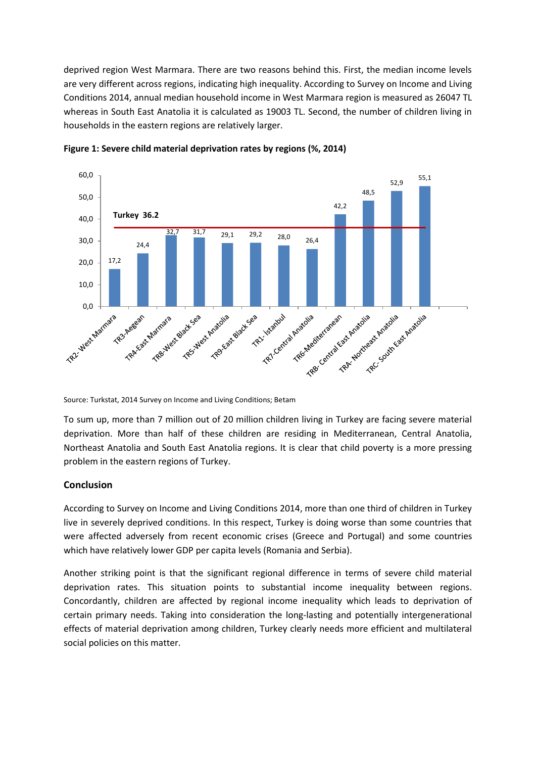deprived region West Marmara. There are two reasons behind this. First, the median income levels are very different across regions, indicating high inequality. According to Survey on Income and Living Conditions 2014, annual median household income in West Marmara region is measured as 26047 TL whereas in South East Anatolia it is calculated as 19003 TL. Second, the number of children living in households in the eastern regions are relatively larger.

**Figure 1: Severe child material deprivation rates by regions (%, 2014)**

| Region | % |
|---|---|
| TR2- West Marmara | 17,2 |
| TR3-Aegean | 24,4 |
| TR4-East Marmara | 32,7 |
| TR8-West Black Sea | 31,7 |
| TR5-West Anatolia | 29,1 |
| TR9-East Black Sea | 29,2 |
| TR1- İstanbul | 28,0 |
| TR7-Central Anatolia | 26,4 |
| TR6-Mediterranean | 42,2 |
| TRB- Central East Anatolia | 48,5 |
| TRA- Northeast Anatolia | 52,9 |
| TRC- South East Anatolia | 55,1 |

Turkey 36.2

Source: Turkstat, 2014 Survey on Income and Living Conditions; Betam

To sum up, more than 7 million out of 20 million children living in Turkey are facing severe material deprivation. More than half of these children are residing in Mediterranean, Central Anatolia, Northeast Anatolia and South East Anatolia regions. It is clear that child poverty is a more pressing problem in the eastern regions of Turkey.

### Conclusion

According to Survey on Income and Living Conditions 2014, more than one third of children in Turkey live in severely deprived conditions. In this respect, Turkey is doing worse than some countries that were affected adversely from recent economic crises (Greece and Portugal) and some countries which have relatively lower GDP per capita levels (Romania and Serbia).

Another striking point is that the significant regional difference in terms of severe child material deprivation rates. This situation points to substantial income inequality between regions. Concordantly, children are affected by regional income inequality which leads to deprivation of certain primary needs. Taking into consideration the long-lasting and potentially intergenerational effects of material deprivation among children, Turkey clearly needs more efficient and multilateral social policies on this matter.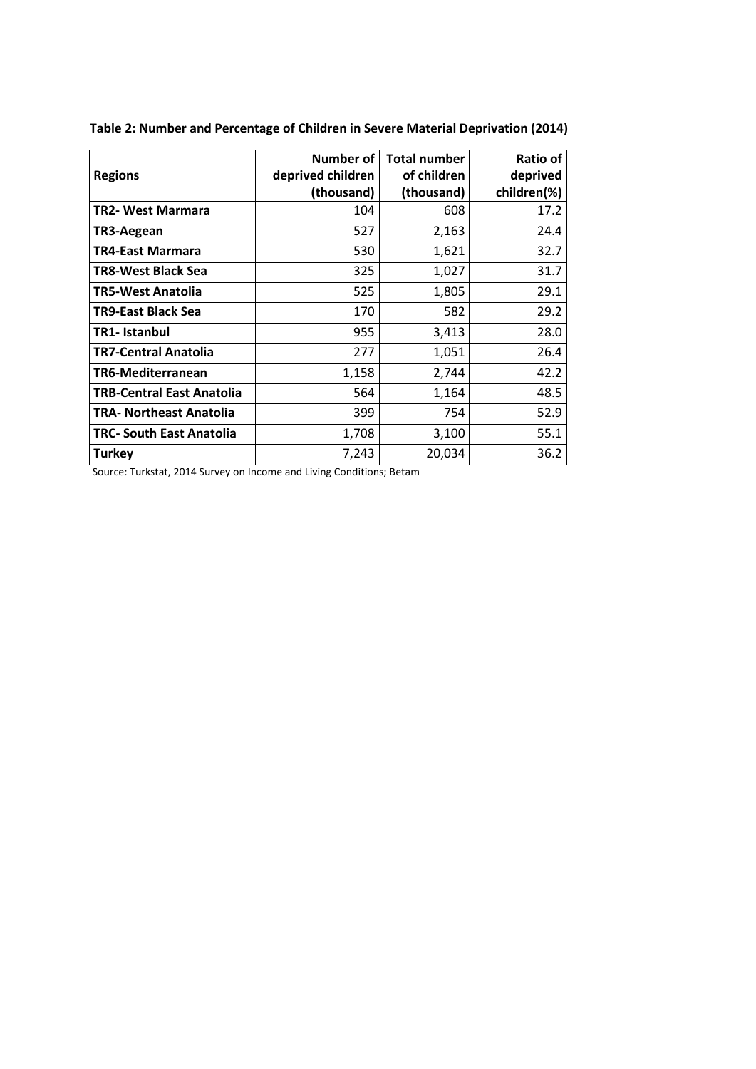**Table 2: Number and Percentage of Children in Severe Material Deprivation (2014)**

| Regions | Number of deprived children (thousand) | Total number of children (thousand) | Ratio of deprived children(%) |
|---|---|---|---|
| **TR2- West Marmara** | 104 | 608 | 17.2 |
| **TR3-Aegean** | 527 | 2,163 | 24.4 |
| **TR4-East Marmara** | 530 | 1,621 | 32.7 |
| **TR8-West Black Sea** | 325 | 1,027 | 31.7 |
| **TR5-West Anatolia** | 525 | 1,805 | 29.1 |
| **TR9-East Black Sea** | 170 | 582 | 29.2 |
| **TR1- Istanbul** | 955 | 3,413 | 28.0 |
| **TR7-Central Anatolia** | 277 | 1,051 | 26.4 |
| **TR6-Mediterranean** | 1,158 | 2,744 | 42.2 |
| **TRB-Central East Anatolia** | 564 | 1,164 | 48.5 |
| **TRA- Northeast Anatolia** | 399 | 754 | 52.9 |
| **TRC- South East Anatolia** | 1,708 | 3,100 | 55.1 |
| **Turkey** | 7,243 | 20,034 | 36.2 |

Source: Turkstat, 2014 Survey on Income and Living Conditions; Betam